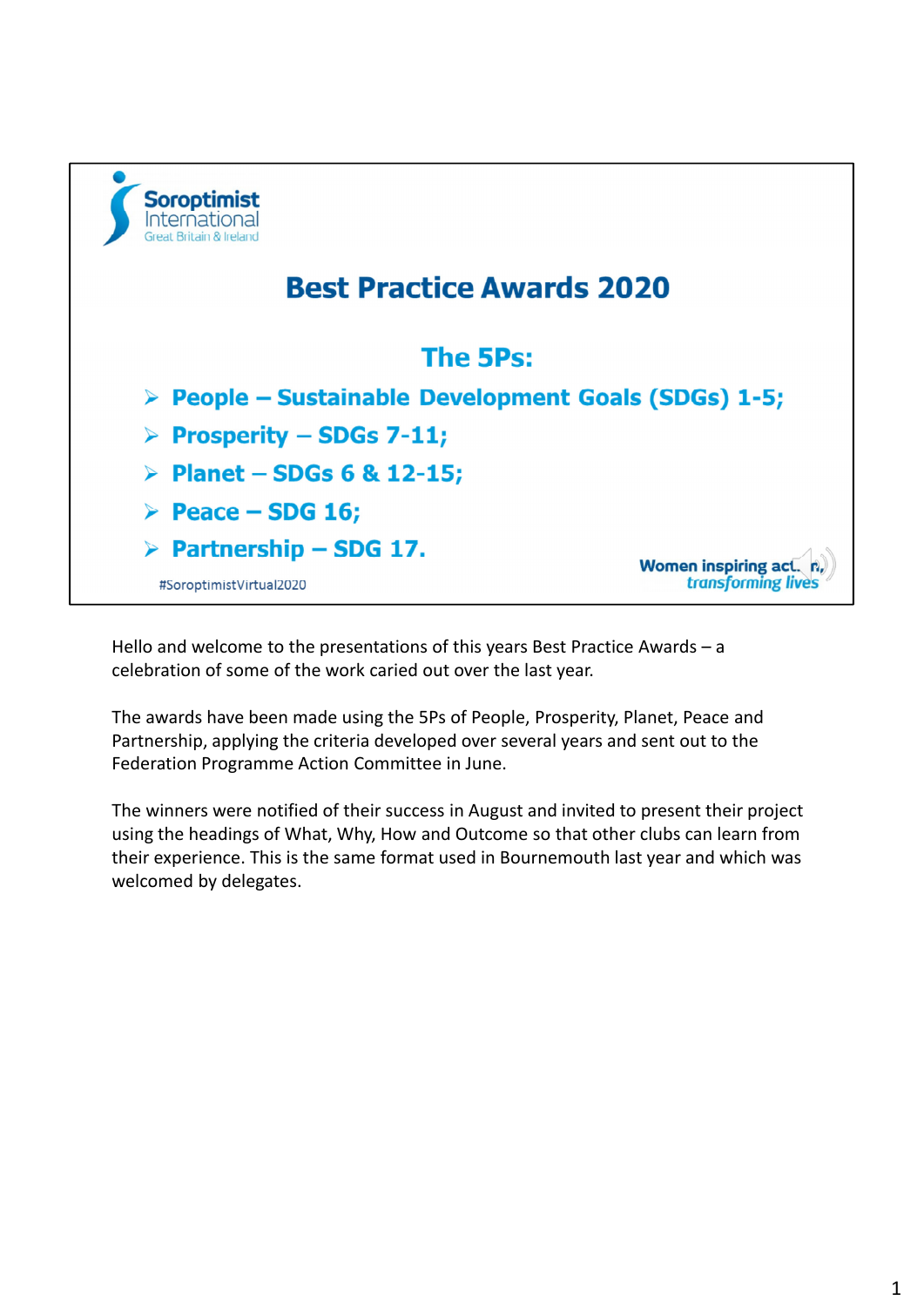Soroptimist International Great Britain & Ireland

# Best Practice Awards 2020

## The 5Ps:

- People – Sustainable Development Goals (SDGs) 1-5;
- Prosperity – SDGs 7-11;
- Planet – SDGs 6 & 12-15;
- Peace – SDG 16;
- Partnership – SDG 17.

#SoroptimistVirtual2020

Women inspiring action, *transforming lives*

Hello and welcome to the presentations of this years Best Practice Awards – a celebration of some of the work caried out over the last year.

The awards have been made using the 5Ps of People, Prosperity, Planet, Peace and Partnership, applying the criteria developed over several years and sent out to the Federation Programme Action Committee in June.

The winners were notified of their success in August and invited to present their project using the headings of What, Why, How and Outcome so that other clubs can learn from their experience. This is the same format used in Bournemouth last year and which was welcomed by delegates.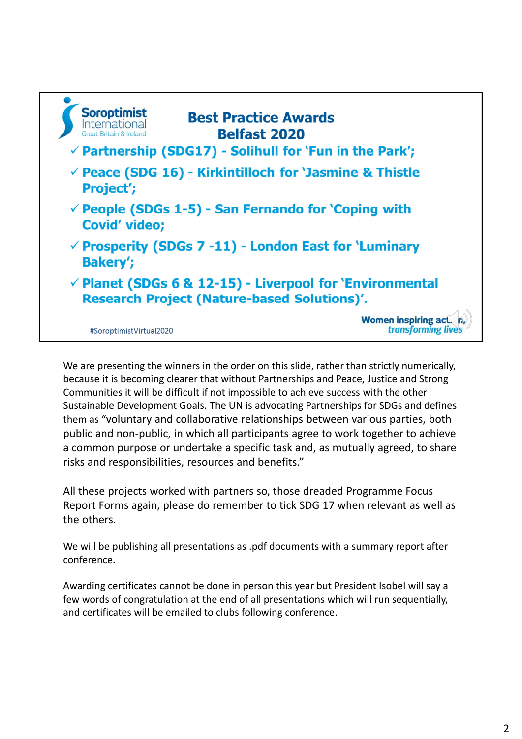Soroptimist International
Great Britain & Ireland

## Best Practice Awards Belfast 2020

- ✓ Partnership (SDG17) - Solihull for 'Fun in the Park';
- ✓ Peace (SDG 16) - Kirkintilloch for 'Jasmine & Thistle Project';
- ✓ People (SDGs 1-5) - San Fernando for 'Coping with Covid' video;
- ✓ Prosperity (SDGs 7 -11) - London East for 'Luminary Bakery';
- ✓ Planet (SDGs 6 & 12-15) - Liverpool for 'Environmental Research Project (Nature-based Solutions)'.

#SoroptimistVirtual2020

Women inspiring action, *transforming lives*

We are presenting the winners in the order on this slide, rather than strictly numerically, because it is becoming clearer that without Partnerships and Peace, Justice and Strong Communities it will be difficult if not impossible to achieve success with the other Sustainable Development Goals. The UN is advocating Partnerships for SDGs and defines them as "voluntary and collaborative relationships between various parties, both public and non-public, in which all participants agree to work together to achieve a common purpose or undertake a specific task and, as mutually agreed, to share risks and responsibilities, resources and benefits."

All these projects worked with partners so, those dreaded Programme Focus Report Forms again, please do remember to tick SDG 17 when relevant as well as the others.

We will be publishing all presentations as .pdf documents with a summary report after conference.

Awarding certificates cannot be done in person this year but President Isobel will say a few words of congratulation at the end of all presentations which will run sequentially, and certificates will be emailed to clubs following conference.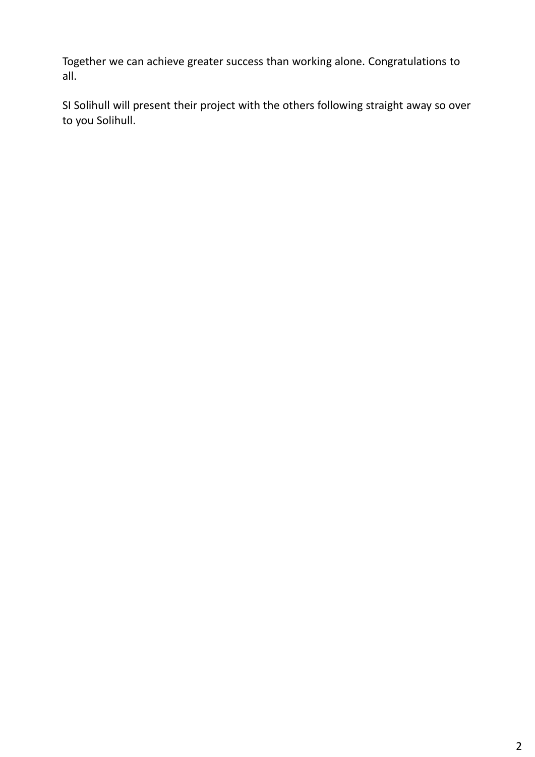Together we can achieve greater success than working alone. Congratulations to all.

SI Solihull will present their project with the others following straight away so over to you Solihull.